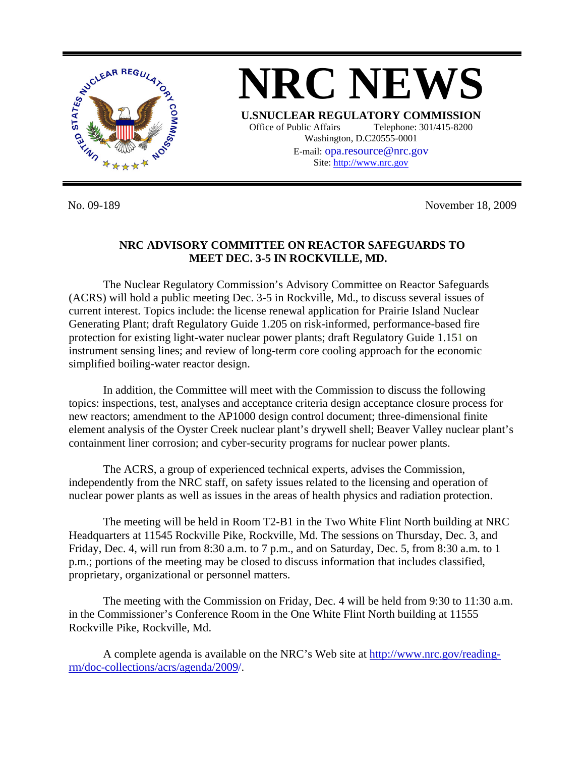# NRC NEWS

**U.S.NUCLEAR REGULATORY COMMISSION**
Office of Public Affairs Telephone: 301/415-8200
Washington, D.C.20555-0001
E-mail: opa.resource@nrc.gov
Site: http://www.nrc.gov

No. 09-189 November 18, 2009

## NRC ADVISORY COMMITTEE ON REACTOR SAFEGUARDS TO MEET DEC. 3-5 IN ROCKVILLE, MD.

The Nuclear Regulatory Commission's Advisory Committee on Reactor Safeguards (ACRS) will hold a public meeting Dec. 3-5 in Rockville, Md., to discuss several issues of current interest. Topics include: the license renewal application for Prairie Island Nuclear Generating Plant; draft Regulatory Guide 1.205 on risk-informed, performance-based fire protection for existing light-water nuclear power plants; draft Regulatory Guide 1.151 on instrument sensing lines; and review of long-term core cooling approach for the economic simplified boiling-water reactor design.

In addition, the Committee will meet with the Commission to discuss the following topics: inspections, test, analyses and acceptance criteria design acceptance closure process for new reactors; amendment to the AP1000 design control document; three-dimensional finite element analysis of the Oyster Creek nuclear plant's drywell shell; Beaver Valley nuclear plant's containment liner corrosion; and cyber-security programs for nuclear power plants.

The ACRS, a group of experienced technical experts, advises the Commission, independently from the NRC staff, on safety issues related to the licensing and operation of nuclear power plants as well as issues in the areas of health physics and radiation protection.

The meeting will be held in Room T2-B1 in the Two White Flint North building at NRC Headquarters at 11545 Rockville Pike, Rockville, Md. The sessions on Thursday, Dec. 3, and Friday, Dec. 4, will run from 8:30 a.m. to 7 p.m., and on Saturday, Dec. 5, from 8:30 a.m. to 1 p.m.; portions of the meeting may be closed to discuss information that includes classified, proprietary, organizational or personnel matters.

The meeting with the Commission on Friday, Dec. 4 will be held from 9:30 to 11:30 a.m. in the Commissioner's Conference Room in the One White Flint North building at 11555 Rockville Pike, Rockville, Md.

A complete agenda is available on the NRC's Web site at http://www.nrc.gov/reading-rm/doc-collections/acrs/agenda/2009/.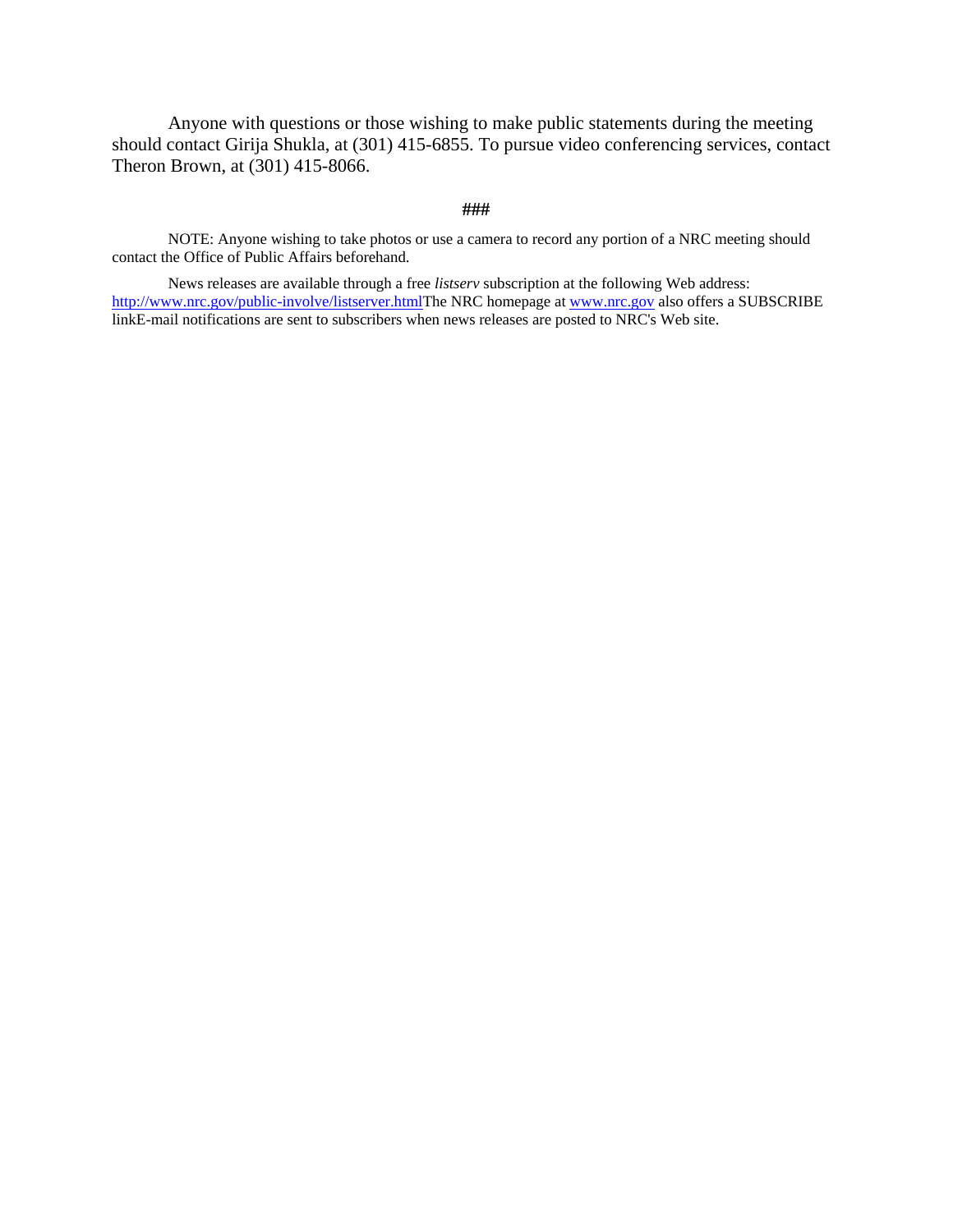Anyone with questions or those wishing to make public statements during the meeting should contact Girija Shukla, at (301) 415-6855. To pursue video conferencing services, contact Theron Brown, at (301) 415-8066.

###

NOTE: Anyone wishing to take photos or use a camera to record any portion of a NRC meeting should contact the Office of Public Affairs beforehand.

News releases are available through a free *listserv* subscription at the following Web address: http://www.nrc.gov/public-involve/listserver.htmlThe NRC homepage at www.nrc.gov also offers a SUBSCRIBE linkE-mail notifications are sent to subscribers when news releases are posted to NRC's Web site.